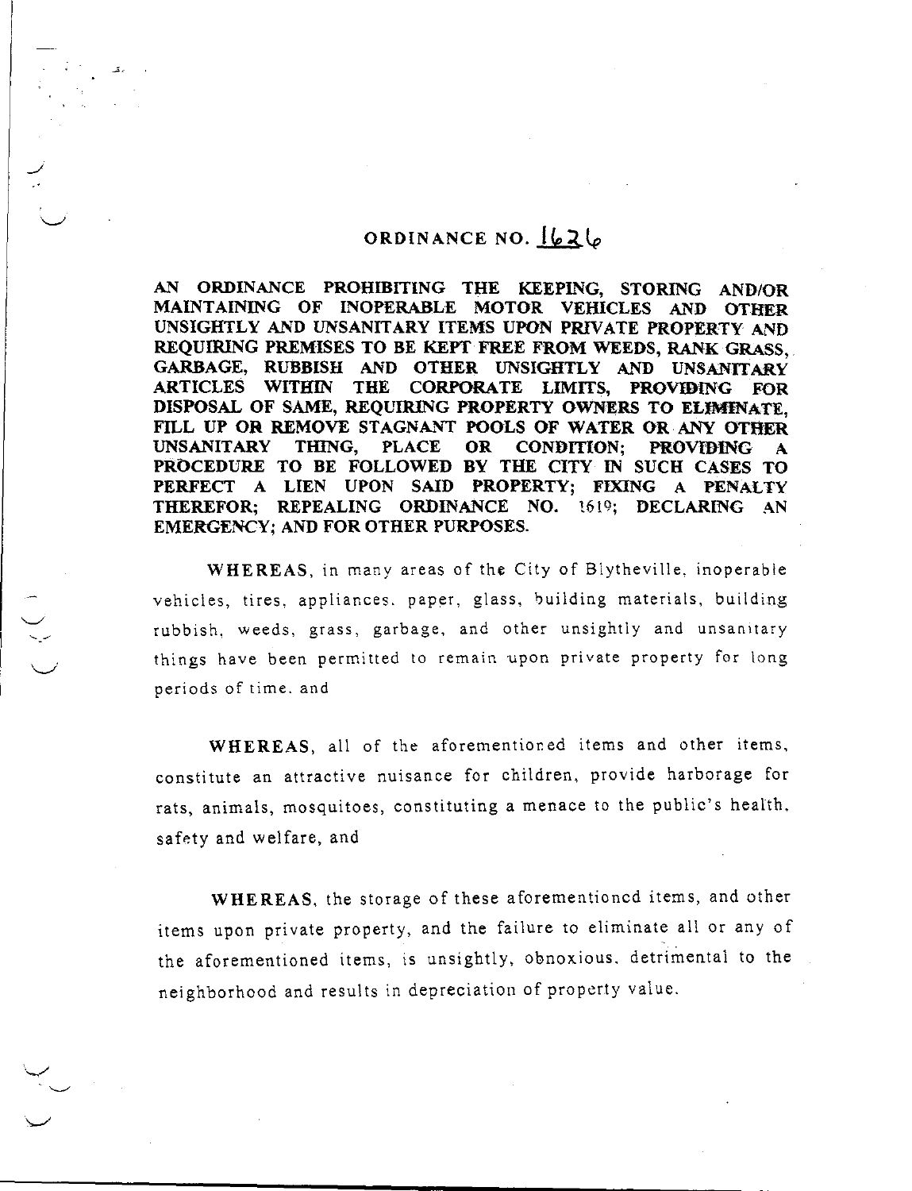# ORDINANCE NO. 1626

**AN ORDINANCE PROHIBITING THE KEEPING, STORING AND/OR MAINTAINING OF INOPERABLE MOTOR VEHICLES AND OTHER UNSIGHTLY AND UNSANITARY ITEMS UPON PRIVATE PROPERTY AND REQUIRING PREMISES TO BE KEPT FREE FROM WEEDS, RANK GRASS, GARBAGE, RUBBISH AND OTHER UNSIGHTLY AND UNSANITARY ARTICLES WITHIN THE CORPORATE LIMITS, PROVIDING FOR DISPOSAL OF SAME, REQUIRING PROPERTY OWNERS TO ELIMINATE, FILL UP OR REMOVE STAGNANT POOLS OF WATER OR ANY OTHER UNSANITARY THING, PLACE OR CONDITION; PROVIDING A PROCEDURE TO BE FOLLOWED BY THE CITY IN SUCH CASES TO PERFECT A LIEN UPON SAID PROPERTY; FIXING A PENALTY THEREFOR; REPEALING ORDINANCE NO. 1619; DECLARING AN EMERGENCY; AND FOR OTHER PURPOSES.**

**WHEREAS**, in many areas of the City of Blytheville, inoperable vehicles, tires, appliances, paper, glass, building materials, building rubbish, weeds, grass, garbage, and other unsightly and unsanitary things have been permitted to remain upon private property for long periods of time, and

**WHEREAS**, all of the aforementioned items and other items, constitute an attractive nuisance for children, provide harborage for rats, animals, mosquitoes, constituting a menace to the public's health, safety and welfare, and

**WHEREAS**, the storage of these aforementioned items, and other items upon private property, and the failure to eliminate all or any of the aforementioned items, is unsightly, obnoxious, detrimental to the neighborhood and results in depreciation of property value.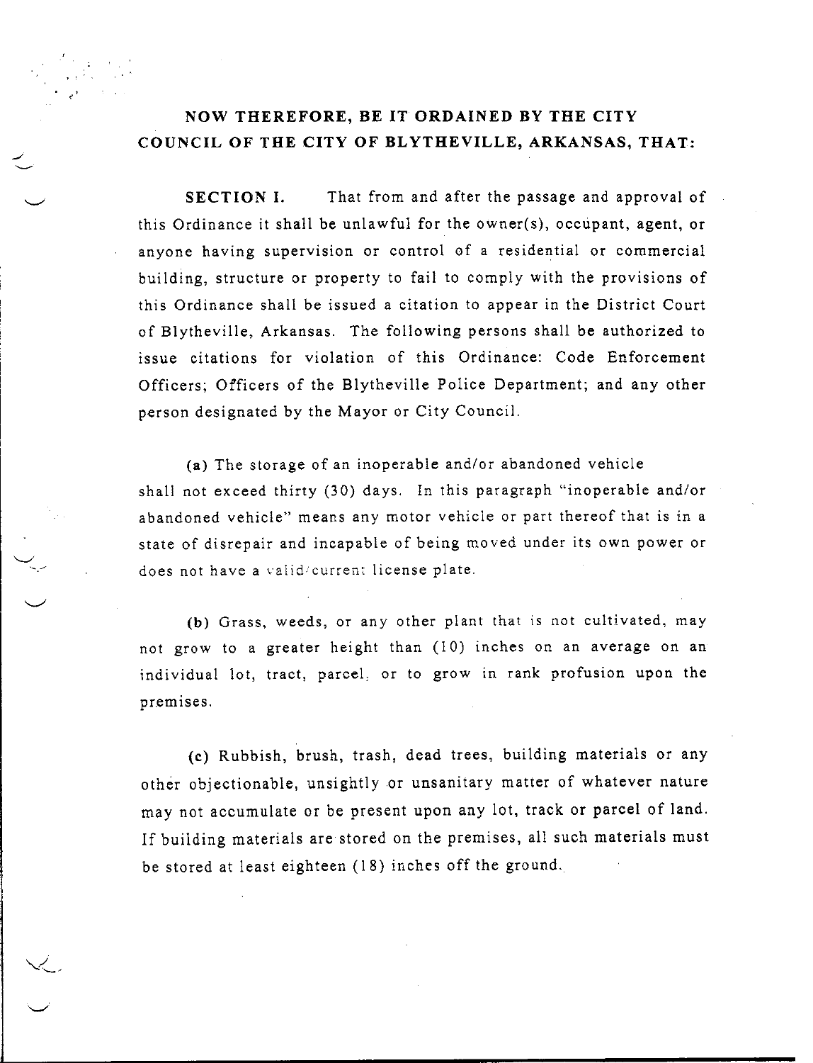**NOW THEREFORE, BE IT ORDAINED BY THE CITY COUNCIL OF THE CITY OF BLYTHEVILLE, ARKANSAS, THAT:**

**SECTION I.** That from and after the passage and approval of this Ordinance it shall be unlawful for the owner(s), occupant, agent, or anyone having supervision or control of a residential or commercial building, structure or property to fail to comply with the provisions of this Ordinance shall be issued a citation to appear in the District Court of Blytheville, Arkansas. The following persons shall be authorized to issue citations for violation of this Ordinance: Code Enforcement Officers; Officers of the Blytheville Police Department; and any other person designated by the Mayor or City Council.

**(a)** The storage of an inoperable and/or abandoned vehicle shall not exceed thirty (30) days. In this paragraph "inoperable and/or abandoned vehicle" means any motor vehicle or part thereof that is in a state of disrepair and incapable of being moved under its own power or does not have a valid/current license plate.

**(b)** Grass, weeds, or any other plant that is not cultivated, may not grow to a greater height than (10) inches on an average on an individual lot, tract, parcel, or to grow in rank profusion upon the premises.

**(c)** Rubbish, brush, trash, dead trees, building materials or any other objectionable, unsightly or unsanitary matter of whatever nature may not accumulate or be present upon any lot, track or parcel of land. If building materials are stored on the premises, all such materials must be stored at least eighteen (18) inches off the ground.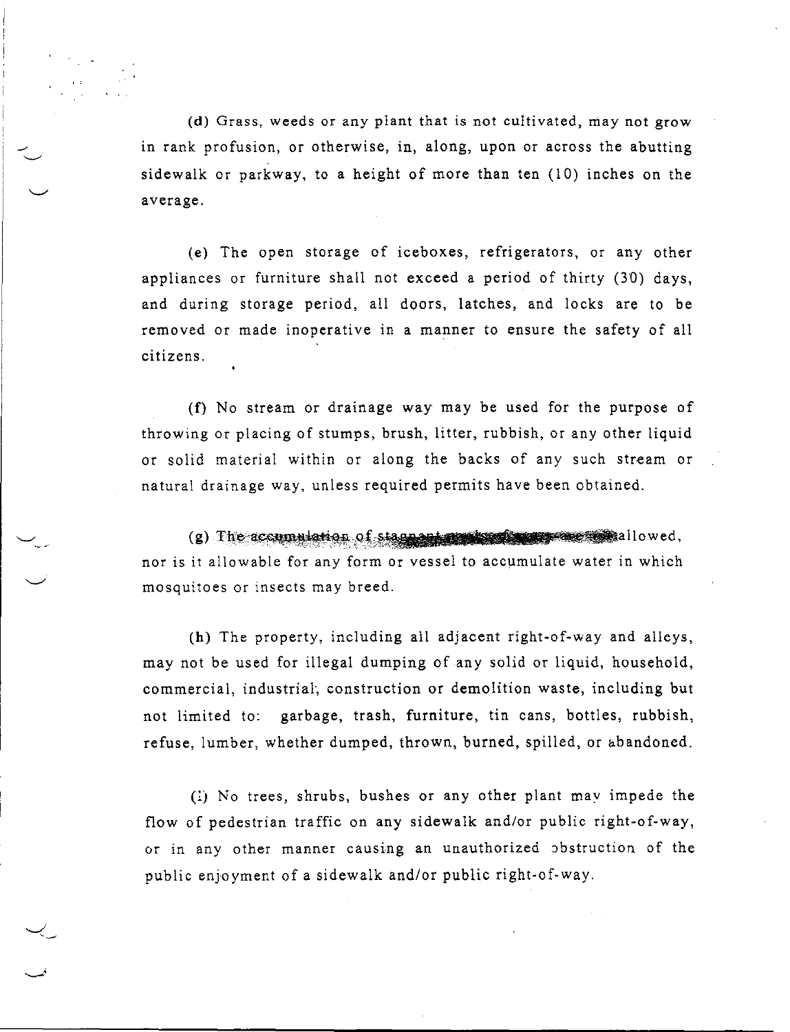**(d)** Grass, weeds or any plant that is not cultivated, may not grow in rank profusion, or otherwise, in, along, upon or across the abutting sidewalk or parkway, to a height of more than ten (10) inches on the average.

**(e)** The open storage of iceboxes, refrigerators, or any other appliances or furniture shall not exceed a period of thirty (30) days, and during storage period, all doors, latches, and locks are to be removed or made inoperative in a manner to ensure the safety of all citizens.

**(f)** No stream or drainage way may be used for the purpose of throwing or placing of stumps, brush, litter, rubbish, or any other liquid or solid material within or along the backs of any such stream or natural drainage way, unless required permits have been obtained.

**(g)** The accumulation of stagnant pools of water are not allowed, nor is it allowable for any form or vessel to accumulate water in which mosquitoes or insects may breed.

**(h)** The property, including all adjacent right-of-way and alleys, may not be used for illegal dumping of any solid or liquid, household, commercial, industrial, construction or demolition waste, including but not limited to: garbage, trash, furniture, tin cans, bottles, rubbish, refuse, lumber, whether dumped, thrown, burned, spilled, or abandoned.

**(i)** No trees, shrubs, bushes or any other plant may impede the flow of pedestrian traffic on any sidewalk and/or public right-of-way, or in any other manner causing an unauthorized obstruction of the public enjoyment of a sidewalk and/or public right-of-way.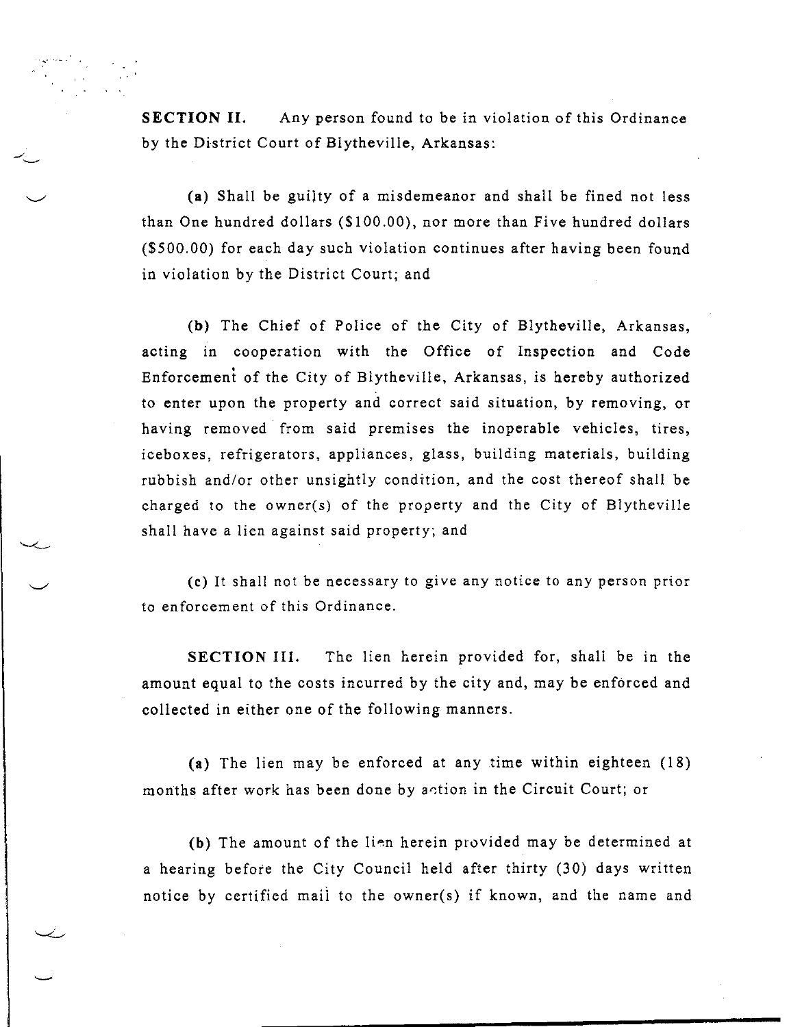**SECTION II.** Any person found to be in violation of this Ordinance by the District Court of Blytheville, Arkansas:

**(a)** Shall be guilty of a misdemeanor and shall be fined not less than One hundred dollars ($100.00), nor more than Five hundred dollars ($500.00) for each day such violation continues after having been found in violation by the District Court; and

**(b)** The Chief of Police of the City of Blytheville, Arkansas, acting in cooperation with the Office of Inspection and Code Enforcement of the City of Blytheville, Arkansas, is hereby authorized to enter upon the property and correct said situation, by removing, or having removed from said premises the inoperable vehicles, tires, iceboxes, refrigerators, appliances, glass, building materials, building rubbish and/or other unsightly condition, and the cost thereof shall be charged to the owner(s) of the property and the City of Blytheville shall have a lien against said property; and

**(c)** It shall not be necessary to give any notice to any person prior to enforcement of this Ordinance.

**SECTION III.** The lien herein provided for, shall be in the amount equal to the costs incurred by the city and, may be enforced and collected in either one of the following manners.

**(a)** The lien may be enforced at any time within eighteen (18) months after work has been done by action in the Circuit Court; or

**(b)** The amount of the lien herein provided may be determined at a hearing before the City Council held after thirty (30) days written notice by certified mail to the owner(s) if known, and the name and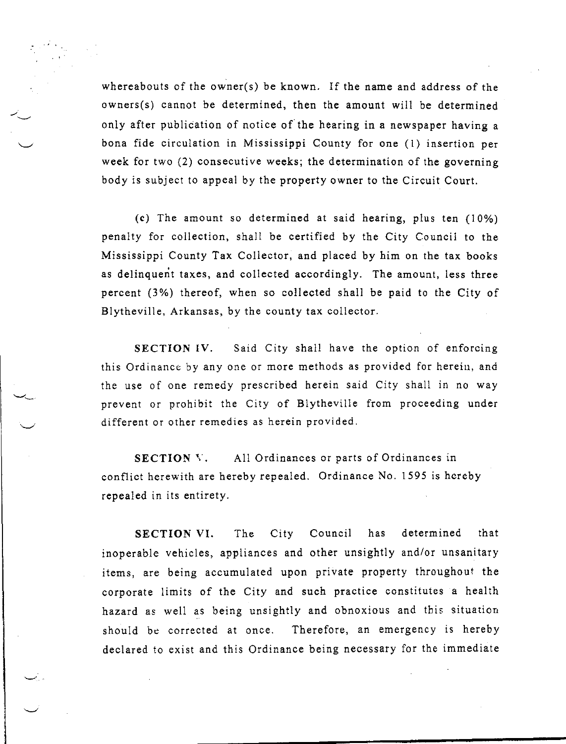whereabouts of the owner(s) be known. If the name and address of the owners(s) cannot be determined, then the amount will be determined only after publication of notice of the hearing in a newspaper having a bona fide circulation in Mississippi County for one (1) insertion per week for two (2) consecutive weeks; the determination of the governing body is subject to appeal by the property owner to the Circuit Court.

(c) The amount so determined at said hearing, plus ten (10%) penalty for collection, shall be certified by the City Council to the Mississippi County Tax Collector, and placed by him on the tax books as delinquent taxes, and collected accordingly. The amount, less three percent (3%) thereof, when so collected shall be paid to the City of Blytheville, Arkansas, by the county tax collector.

**SECTION IV.** Said City shall have the option of enforcing this Ordinance by any one or more methods as provided for herein, and the use of one remedy prescribed herein said City shall in no way prevent or prohibit the City of Blytheville from proceeding under different or other remedies as herein provided.

**SECTION V.** All Ordinances or parts of Ordinances in conflict herewith are hereby repealed. Ordinance No. 1595 is hereby repealed in its entirety.

**SECTION VI.** The City Council has determined that inoperable vehicles, appliances and other unsightly and/or unsanitary items, are being accumulated upon private property throughout the corporate limits of the City and such practice constitutes a health hazard as well as being unsightly and obnoxious and this situation should be corrected at once. Therefore, an emergency is hereby declared to exist and this Ordinance being necessary for the immediate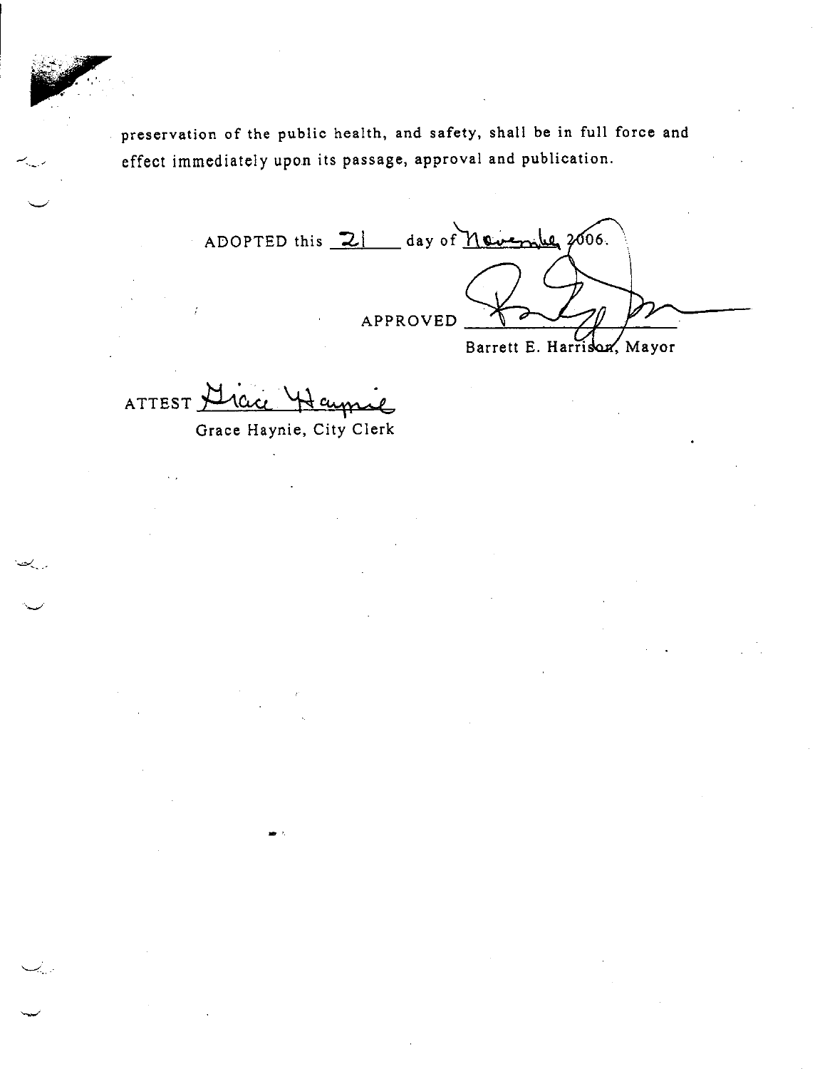preservation of the public health, and safety, shall be in full force and effect immediately upon its passage, approval and publication.

ADOPTED this 21 day of November 2006.

APPROVED ______________________
Barrett E. Harrison, Mayor

ATTEST Grace Haynie
Grace Haynie, City Clerk